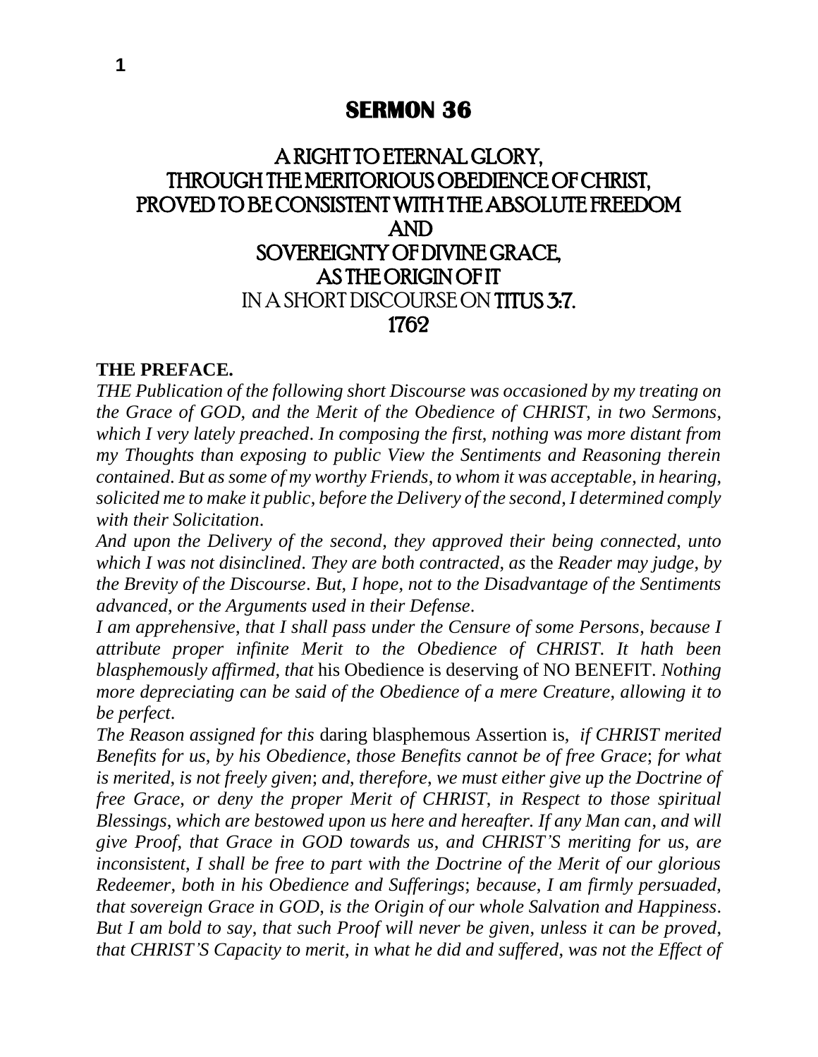# SERMON 36

## A RIGHT TO ETERNAL GLORY, THROUGH THE MERITORIOUS OBEDIENCE OF CHRIST, PROVED TO BE CONSISTENT WITH THE ABSOLUTE FREEDOM AND SOVEREIGNTY OF DIVINE GRACE, AS THE ORIGIN OF IT

IN A SHORT DISCOURSE ON **TITUS 3:7.**

**1762**

**THE PREFACE.**

*THE Publication of the following short Discourse was occasioned by my treating on the Grace of GOD, and the Merit of the Obedience of CHRIST, in two Sermons, which I very lately preached. In composing the first, nothing was more distant from my Thoughts than exposing to public View the Sentiments and Reasoning therein contained. But as some of my worthy Friends, to whom it was acceptable, in hearing, solicited me to make it public, before the Delivery of the second, I determined comply with their Solicitation.*

*And upon the Delivery of the second, they approved their being connected, unto which I was not disinclined. They are both contracted, as* the *Reader may judge, by the Brevity of the Discourse. But, I hope, not to the Disadvantage of the Sentiments advanced, or the Arguments used in their Defense.*

*I am apprehensive, that I shall pass under the Censure of some Persons, because I attribute proper infinite Merit to the Obedience of CHRIST. It hath been blasphemously affirmed, that* his Obedience is deserving of NO BENEFIT. *Nothing more depreciating can be said of the Obedience of a mere Creature, allowing it to be perfect.*

*The Reason assigned for this* daring blasphemous Assertion is, *if CHRIST merited Benefits for us, by his Obedience, those Benefits cannot be of free Grace; for what is merited, is not freely given; and, therefore, we must either give up the Doctrine of free Grace, or deny the proper Merit of CHRIST, in Respect to those spiritual Blessings, which are bestowed upon us here and hereafter. If any Man can, and will give Proof, that Grace in GOD towards us, and CHRIST'S meriting for us, are inconsistent, I shall be free to part with the Doctrine of the Merit of our glorious Redeemer, both in his Obedience and Sufferings; because, I am firmly persuaded, that sovereign Grace in GOD, is the Origin of our whole Salvation and Happiness. But I am bold to say, that such Proof will never be given, unless it can be proved, that CHRIST'S Capacity to merit, in what he did and suffered, was not the Effect of*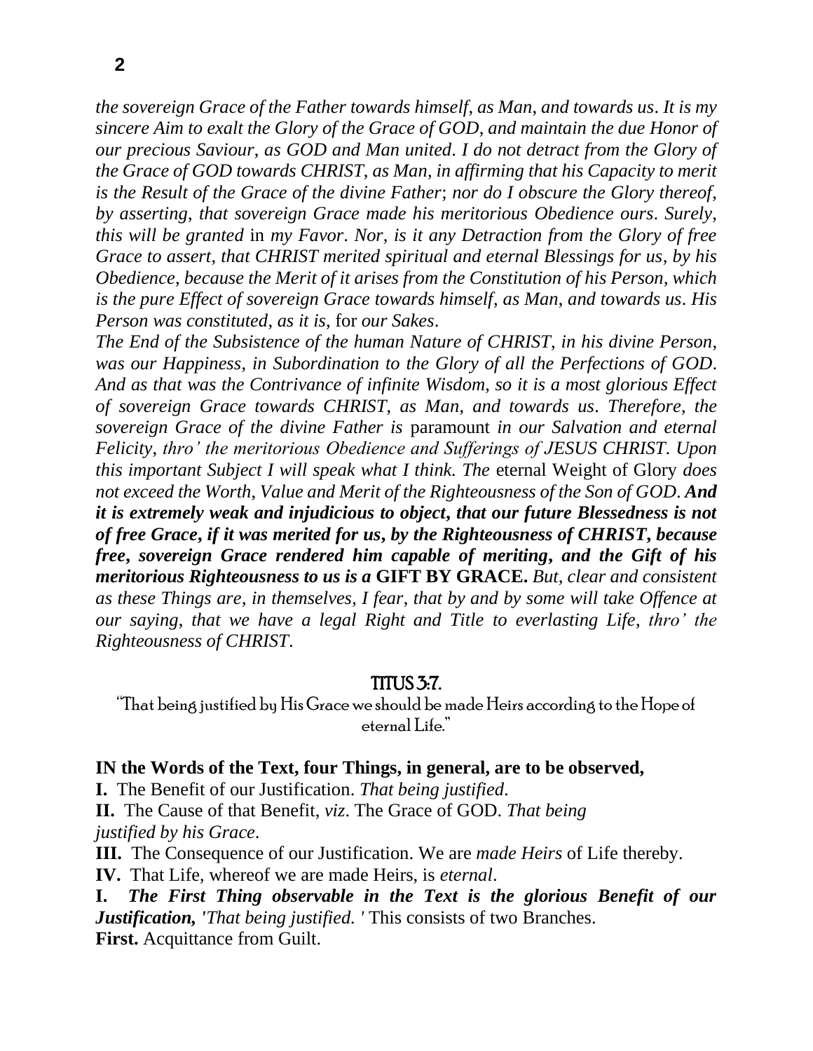*the sovereign Grace of the Father towards himself, as Man, and towards us. It is my sincere Aim to exalt the Glory of the Grace of GOD, and maintain the due Honor of our precious Saviour, as GOD and Man united. I do not detract from the Glory of the Grace of GOD towards CHRIST, as Man, in affirming that his Capacity to merit is the Result of the Grace of the divine Father; nor do I obscure the Glory thereof, by asserting, that sovereign Grace made his meritorious Obedience ours. Surely, this will be granted* in *my Favor. Nor, is it any Detraction from the Glory of free Grace to assert, that CHRIST merited spiritual and eternal Blessings for us, by his Obedience, because the Merit of it arises from the Constitution of his Person, which is the pure Effect of sovereign Grace towards himself, as Man, and towards us. His Person was constituted, as it is,* for *our Sakes.*

*The End of the Subsistence of the human Nature of CHRIST, in his divine Person, was our Happiness, in Subordination to the Glory of all the Perfections of GOD. And as that was the Contrivance of infinite Wisdom, so it is a most glorious Effect of sovereign Grace towards CHRIST, as Man, and towards us. Therefore, the sovereign Grace of the divine Father is* paramount *in our Salvation and eternal Felicity, thro' the meritorious Obedience and Sufferings of JESUS CHRIST. Upon this important Subject I will speak what I think. The* eternal Weight of Glory *does not exceed the Worth, Value and Merit of the Righteousness of the Son of GOD.* ***And it is extremely weak and injudicious to object, that our future Blessedness is not of free Grace, if it was merited for us, by the Righteousness of CHRIST, because free, sovereign Grace rendered him capable of meriting, and the Gift of his meritorious Righteousness to us is a*** **GIFT BY GRACE.** *But, clear and consistent as these Things are, in themselves, I fear, that by and by some will take Offence at our saying, that we have a legal Right and Title to everlasting Life, thro' the Righteousness of CHRIST.*

## TITUS 3:7.

"That being justified by His Grace we should be made Heirs according to the Hope of eternal Life."

**IN the Words of the Text, four Things, in general, are to be observed,**

**I.** The Benefit of our Justification. *That being justified.*

**II.** The Cause of that Benefit, *viz*. The Grace of GOD. *That being justified by his Grace.*

**III.** The Consequence of our Justification. We are *made Heirs* of Life thereby.

**IV.** That Life, whereof we are made Heirs, is *eternal*.

**I.** ***The First Thing observable in the Text is the glorious Benefit of our Justification,*** *'That being justified. '* This consists of two Branches.

**First.** Acquittance from Guilt.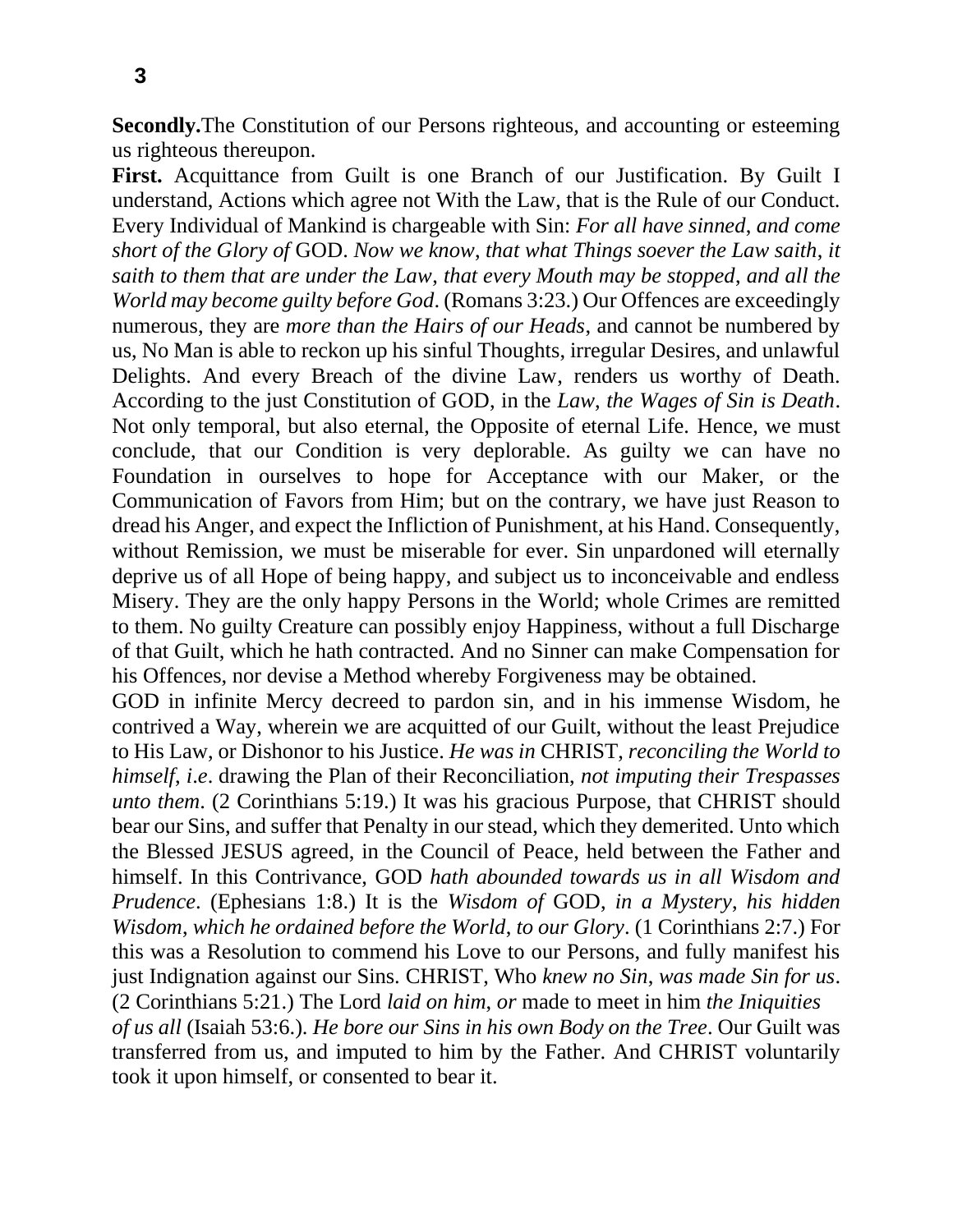**Secondly.** The Constitution of our Persons righteous, and accounting or esteeming us righteous thereupon.

**First.** Acquittance from Guilt is one Branch of our Justification. By Guilt I understand, Actions which agree not With the Law, that is the Rule of our Conduct. Every Individual of Mankind is chargeable with Sin: *For all have sinned, and come short of the Glory of* GOD. *Now we know, that what Things soever the Law saith, it saith to them that are under the Law, that every Mouth may be stopped, and all the World may become guilty before God*. (Romans 3:23.) Our Offences are exceedingly numerous, they are *more than the Hairs of our Heads*, and cannot be numbered by us, No Man is able to reckon up his sinful Thoughts, irregular Desires, and unlawful Delights. And every Breach of the divine Law, renders us worthy of Death. According to the just Constitution of GOD, in the *Law, the Wages of Sin is Death*. Not only temporal, but also eternal, the Opposite of eternal Life. Hence, we must conclude, that our Condition is very deplorable. As guilty we can have no Foundation in ourselves to hope for Acceptance with our Maker, or the Communication of Favors from Him; but on the contrary, we have just Reason to dread his Anger, and expect the Infliction of Punishment, at his Hand. Consequently, without Remission, we must be miserable for ever. Sin unpardoned will eternally deprive us of all Hope of being happy, and subject us to inconceivable and endless Misery. They are the only happy Persons in the World; whole Crimes are remitted to them. No guilty Creature can possibly enjoy Happiness, without a full Discharge of that Guilt, which he hath contracted. And no Sinner can make Compensation for his Offences, nor devise a Method whereby Forgiveness may be obtained.

GOD in infinite Mercy decreed to pardon sin, and in his immense Wisdom, he contrived a Way, wherein we are acquitted of our Guilt, without the least Prejudice to His Law, or Dishonor to his Justice. *He was in* CHRIST, *reconciling the World to himself*, *i.e*. drawing the Plan of their Reconciliation, *not imputing their Trespasses unto them*. (2 Corinthians 5:19.) It was his gracious Purpose, that CHRIST should bear our Sins, and suffer that Penalty in our stead, which they demerited. Unto which the Blessed JESUS agreed, in the Council of Peace, held between the Father and himself. In this Contrivance, GOD *hath abounded towards us in all Wisdom and Prudence*. (Ephesians 1:8.) It is the *Wisdom of* GOD, *in a Mystery, his hidden Wisdom, which he ordained before the World, to our Glory*. (1 Corinthians 2:7.) For this was a Resolution to commend his Love to our Persons, and fully manifest his just Indignation against our Sins. CHRIST, Who *knew no Sin, was made Sin for us*. (2 Corinthians 5:21.) The Lord *laid on him, or* made to meet in him *the Iniquities of us all* (Isaiah 53:6.). *He bore our Sins in his own Body on the Tree*. Our Guilt was transferred from us, and imputed to him by the Father. And CHRIST voluntarily took it upon himself, or consented to bear it.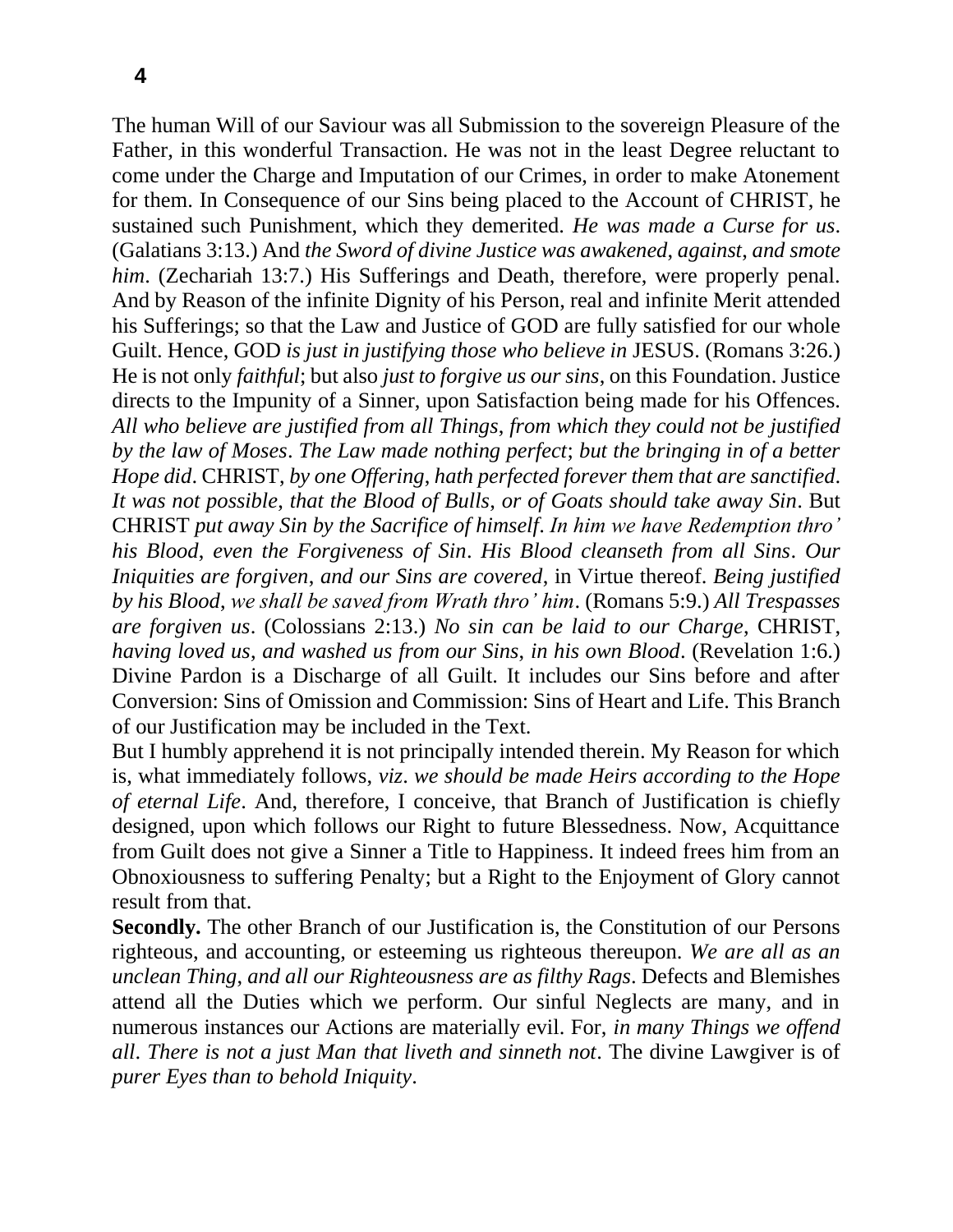The human Will of our Saviour was all Submission to the sovereign Pleasure of the Father, in this wonderful Transaction. He was not in the least Degree reluctant to come under the Charge and Imputation of our Crimes, in order to make Atonement for them. In Consequence of our Sins being placed to the Account of CHRIST, he sustained such Punishment, which they demerited. *He was made a Curse for us*. (Galatians 3:13.) And *the Sword of divine Justice was awakened, against, and smote him*. (Zechariah 13:7.) His Sufferings and Death, therefore, were properly penal. And by Reason of the infinite Dignity of his Person, real and infinite Merit attended his Sufferings; so that the Law and Justice of GOD are fully satisfied for our whole Guilt. Hence, GOD *is just in justifying those who believe in* JESUS. (Romans 3:26.) He is not only *faithful*; but also *just to forgive us our sins*, on this Foundation. Justice directs to the Impunity of a Sinner, upon Satisfaction being made for his Offences. *All who believe are justified from all Things, from which they could not be justified by the law of Moses*. *The Law made nothing perfect*; *but the bringing in of a better Hope did*. CHRIST, *by one Offering, hath perfected forever them that are sanctified*. *It was not possible, that the Blood of Bulls, or of Goats should take away Sin*. But CHRIST *put away Sin by the Sacrifice of himself*. *In him we have Redemption thro' his Blood, even the Forgiveness of Sin*. *His Blood cleanseth from all Sins*. *Our Iniquities are forgiven, and our Sins are covered*, in Virtue thereof. *Being justified by his Blood, we shall be saved from Wrath thro' him*. (Romans 5:9.) *All Trespasses are forgiven us*. (Colossians 2:13.) *No sin can be laid to our Charge*, CHRIST, *having loved us, and washed us from our Sins, in his own Blood*. (Revelation 1:6.) Divine Pardon is a Discharge of all Guilt. It includes our Sins before and after Conversion: Sins of Omission and Commission: Sins of Heart and Life. This Branch of our Justification may be included in the Text.

But I humbly apprehend it is not principally intended therein. My Reason for which is, what immediately follows, *viz*. *we should be made Heirs according to the Hope of eternal Life*. And, therefore, I conceive, that Branch of Justification is chiefly designed, upon which follows our Right to future Blessedness. Now, Acquittance from Guilt does not give a Sinner a Title to Happiness. It indeed frees him from an Obnoxiousness to suffering Penalty; but a Right to the Enjoyment of Glory cannot result from that.

**Secondly.** The other Branch of our Justification is, the Constitution of our Persons righteous, and accounting, or esteeming us righteous thereupon. *We are all as an unclean Thing, and all our Righteousness are as filthy Rags*. Defects and Blemishes attend all the Duties which we perform. Our sinful Neglects are many, and in numerous instances our Actions are materially evil. For, *in many Things we offend all*. *There is not a just Man that liveth and sinneth not*. The divine Lawgiver is of *purer Eyes than to behold Iniquity*.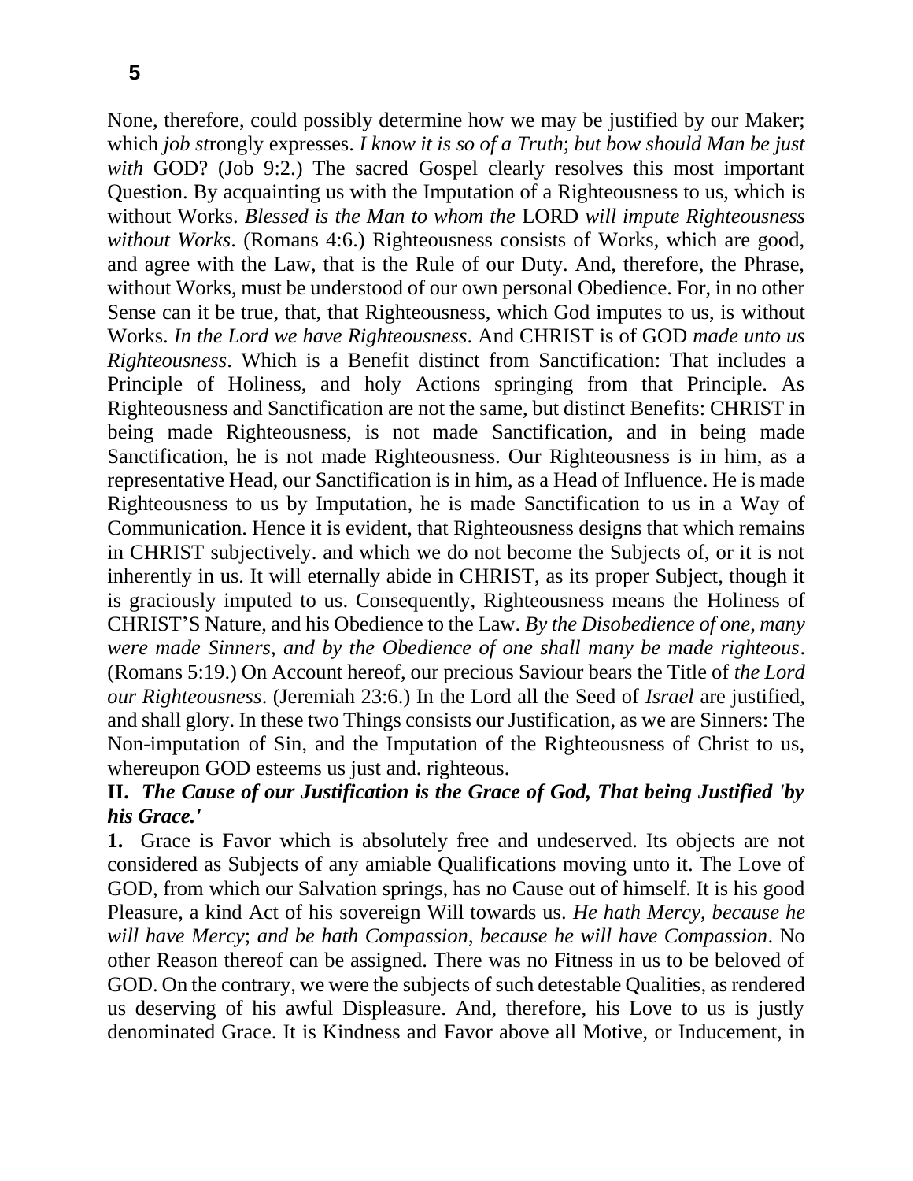None, therefore, could possibly determine how we may be justified by our Maker; which *job st*rongly expresses. *I know it is so of a Truth*; *but bow should Man be just with* GOD? (Job 9:2.) The sacred Gospel clearly resolves this most important Question. By acquainting us with the Imputation of a Righteousness to us, which is without Works. *Blessed is the Man to whom the* LORD *will impute Righteousness without Works*. (Romans 4:6.) Righteousness consists of Works, which are good, and agree with the Law, that is the Rule of our Duty. And, therefore, the Phrase, without Works, must be understood of our own personal Obedience. For, in no other Sense can it be true, that, that Righteousness, which God imputes to us, is without Works. *In the Lord we have Righteousness*. And CHRIST is of GOD *made unto us Righteousness*. Which is a Benefit distinct from Sanctification: That includes a Principle of Holiness, and holy Actions springing from that Principle. As Righteousness and Sanctification are not the same, but distinct Benefits: CHRIST in being made Righteousness, is not made Sanctification, and in being made Sanctification, he is not made Righteousness. Our Righteousness is in him, as a representative Head, our Sanctification is in him, as a Head of Influence. He is made Righteousness to us by Imputation, he is made Sanctification to us in a Way of Communication. Hence it is evident, that Righteousness designs that which remains in CHRIST subjectively. and which we do not become the Subjects of, or it is not inherently in us. It will eternally abide in CHRIST, as its proper Subject, though it is graciously imputed to us. Consequently, Righteousness means the Holiness of CHRIST'S Nature, and his Obedience to the Law. *By the Disobedience of one, many were made Sinners, and by the Obedience of one shall many be made righteous*. (Romans 5:19.) On Account hereof, our precious Saviour bears the Title of *the Lord our Righteousness*. (Jeremiah 23:6.) In the Lord all the Seed of *Israel* are justified, and shall glory. In these two Things consists our Justification, as we are Sinners: The Non-imputation of Sin, and the Imputation of the Righteousness of Christ to us, whereupon GOD esteems us just and. righteous.

**II.** ***The Cause of our Justification is the Grace of God, That being Justified 'by his Grace.'***

**1.** Grace is Favor which is absolutely free and undeserved. Its objects are not considered as Subjects of any amiable Qualifications moving unto it. The Love of GOD, from which our Salvation springs, has no Cause out of himself. It is his good Pleasure, a kind Act of his sovereign Will towards us. *He hath Mercy, because he will have Mercy*; *and be hath Compassion*, *because he will have Compassion*. No other Reason thereof can be assigned. There was no Fitness in us to be beloved of GOD. On the contrary, we were the subjects of such detestable Qualities, as rendered us deserving of his awful Displeasure. And, therefore, his Love to us is justly denominated Grace. It is Kindness and Favor above all Motive, or Inducement, in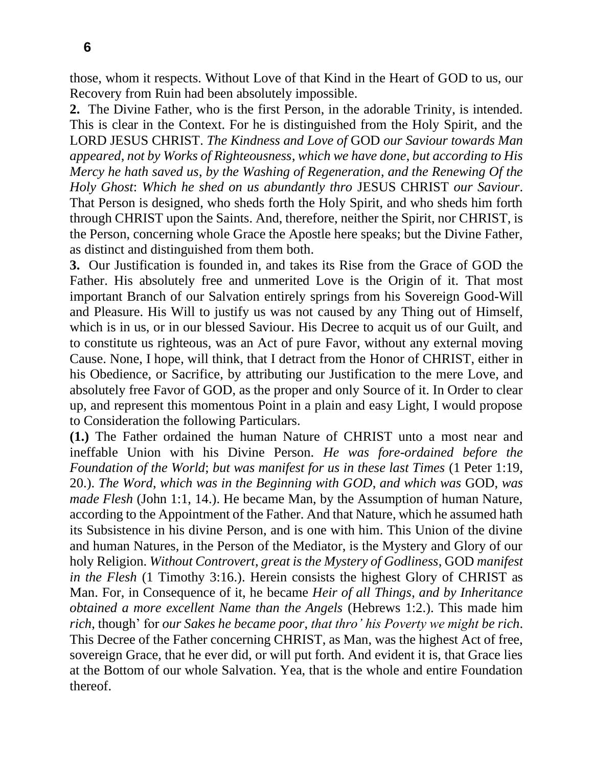those, whom it respects. Without Love of that Kind in the Heart of GOD to us, our Recovery from Ruin had been absolutely impossible.

**2.** The Divine Father, who is the first Person, in the adorable Trinity, is intended. This is clear in the Context. For he is distinguished from the Holy Spirit, and the LORD JESUS CHRIST. *The Kindness and Love of* GOD *our Saviour towards Man appeared, not by Works of Righteousness, which we have done, but according to His Mercy he hath saved us, by the Washing of Regeneration, and the Renewing Of the Holy Ghost*: *Which he shed on us abundantly thro* JESUS CHRIST *our Saviour*. That Person is designed, who sheds forth the Holy Spirit, and who sheds him forth through CHRIST upon the Saints. And, therefore, neither the Spirit, nor CHRIST, is the Person, concerning whole Grace the Apostle here speaks; but the Divine Father, as distinct and distinguished from them both.

**3.** Our Justification is founded in, and takes its Rise from the Grace of GOD the Father. His absolutely free and unmerited Love is the Origin of it. That most important Branch of our Salvation entirely springs from his Sovereign Good-Will and Pleasure. His Will to justify us was not caused by any Thing out of Himself, which is in us, or in our blessed Saviour. His Decree to acquit us of our Guilt, and to constitute us righteous, was an Act of pure Favor, without any external moving Cause. None, I hope, will think, that I detract from the Honor of CHRIST, either in his Obedience, or Sacrifice, by attributing our Justification to the mere Love, and absolutely free Favor of GOD, as the proper and only Source of it. In Order to clear up, and represent this momentous Point in a plain and easy Light, I would propose to Consideration the following Particulars.

**(1.)** The Father ordained the human Nature of CHRIST unto a most near and ineffable Union with his Divine Person. *He was fore-ordained before the Foundation of the World*; *but was manifest for us in these last Times* (1 Peter 1:19, 20.). *The Word, which was in the Beginning with GOD, and which was* GOD, *was made Flesh* (John 1:1, 14.). He became Man, by the Assumption of human Nature, according to the Appointment of the Father. And that Nature, which he assumed hath its Subsistence in his divine Person, and is one with him. This Union of the divine and human Natures, in the Person of the Mediator, is the Mystery and Glory of our holy Religion. *Without Controvert, great is the Mystery of Godliness,* GOD *manifest in the Flesh* (1 Timothy 3:16.). Herein consists the highest Glory of CHRIST as Man. For, in Consequence of it, he became *Heir of all Things, and by Inheritance obtained a more excellent Name than the Angels* (Hebrews 1:2.). This made him *rich*, though' for *our Sakes he became poor, that thro' his Poverty we might be rich*. This Decree of the Father concerning CHRIST, as Man, was the highest Act of free, sovereign Grace, that he ever did, or will put forth. And evident it is, that Grace lies at the Bottom of our whole Salvation. Yea, that is the whole and entire Foundation thereof.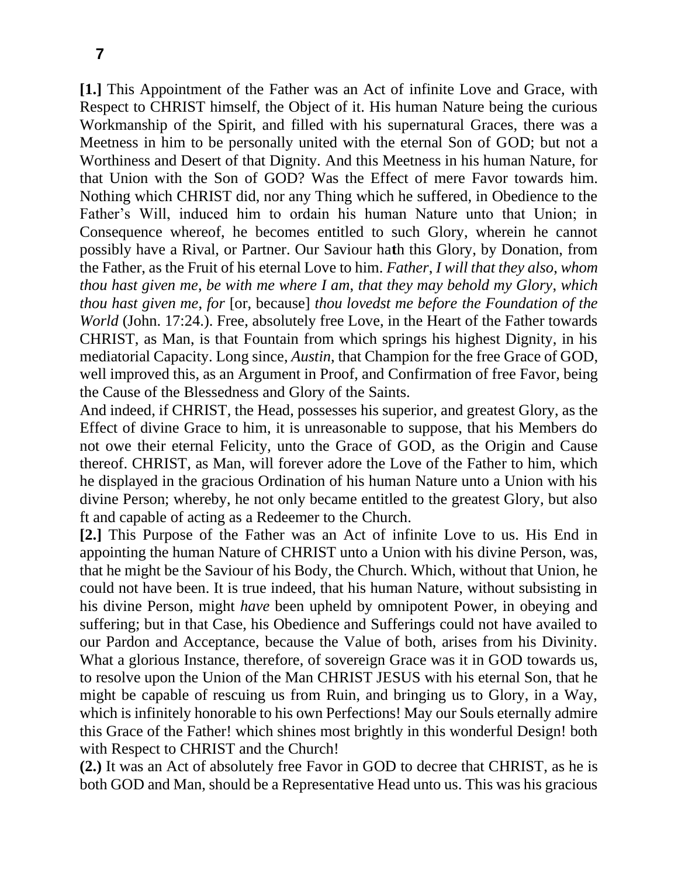**[1.]** This Appointment of the Father was an Act of infinite Love and Grace, with Respect to CHRIST himself, the Object of it. His human Nature being the curious Workmanship of the Spirit, and filled with his supernatural Graces, there was a Meetness in him to be personally united with the eternal Son of GOD; but not a Worthiness and Desert of that Dignity. And this Meetness in his human Nature, for that Union with the Son of GOD? Was the Effect of mere Favor towards him. Nothing which CHRIST did, nor any Thing which he suffered, in Obedience to the Father's Will, induced him to ordain his human Nature unto that Union; in Consequence whereof, he becomes entitled to such Glory, wherein he cannot possibly have a Rival, or Partner. Our Saviour hath this Glory, by Donation, from the Father, as the Fruit of his eternal Love to him. *Father, I will that they also, whom thou hast given me, be with me where I am, that they may behold my Glory, which thou hast given me, for* [or, because] *thou lovedst me before the Foundation of the World* (John. 17:24.). Free, absolutely free Love, in the Heart of the Father towards CHRIST, as Man, is that Fountain from which springs his highest Dignity, in his mediatorial Capacity. Long since, *Austin*, that Champion for the free Grace of GOD, well improved this, as an Argument in Proof, and Confirmation of free Favor, being the Cause of the Blessedness and Glory of the Saints.

And indeed, if CHRIST, the Head, possesses his superior, and greatest Glory, as the Effect of divine Grace to him, it is unreasonable to suppose, that his Members do not owe their eternal Felicity, unto the Grace of GOD, as the Origin and Cause thereof. CHRIST, as Man, will forever adore the Love of the Father to him, which he displayed in the gracious Ordination of his human Nature unto a Union with his divine Person; whereby, he not only became entitled to the greatest Glory, but also ft and capable of acting as a Redeemer to the Church.

**[2.]** This Purpose of the Father was an Act of infinite Love to us. His End in appointing the human Nature of CHRIST unto a Union with his divine Person, was, that he might be the Saviour of his Body, the Church. Which, without that Union, he could not have been. It is true indeed, that his human Nature, without subsisting in his divine Person, might *have* been upheld by omnipotent Power, in obeying and suffering; but in that Case, his Obedience and Sufferings could not have availed to our Pardon and Acceptance, because the Value of both, arises from his Divinity. What a glorious Instance, therefore, of sovereign Grace was it in GOD towards us, to resolve upon the Union of the Man CHRIST JESUS with his eternal Son, that he might be capable of rescuing us from Ruin, and bringing us to Glory, in a Way, which is infinitely honorable to his own Perfections! May our Souls eternally admire this Grace of the Father! which shines most brightly in this wonderful Design! both with Respect to CHRIST and the Church!

**(2.)** It was an Act of absolutely free Favor in GOD to decree that CHRIST, as he is both GOD and Man, should be a Representative Head unto us. This was his gracious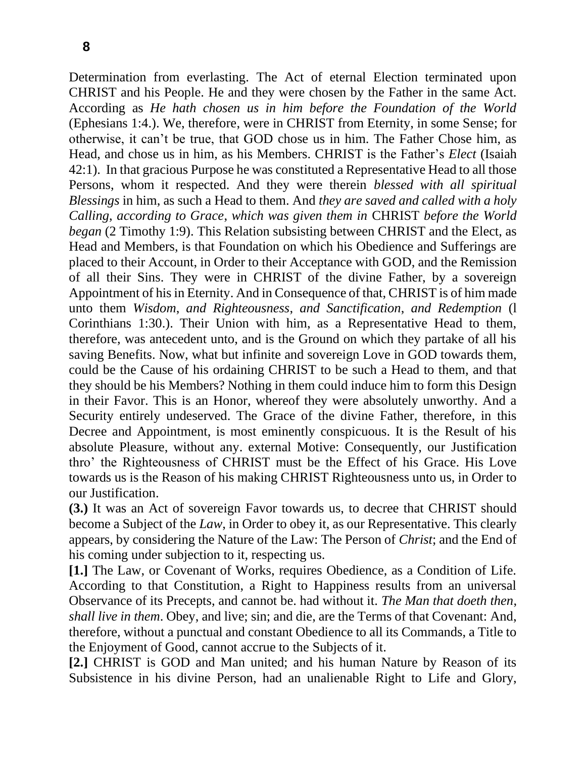Determination from everlasting. The Act of eternal Election terminated upon CHRIST and his People. He and they were chosen by the Father in the same Act. According as *He hath chosen us in him before the Foundation of the World* (Ephesians 1:4.). We, therefore, were in CHRIST from Eternity, in some Sense; for otherwise, it can't be true, that GOD chose us in him. The Father Chose him, as Head, and chose us in him, as his Members. CHRIST is the Father's *Elect* (Isaiah 42:1). In that gracious Purpose he was constituted a Representative Head to all those Persons, whom it respected. And they were therein *blessed with all spiritual Blessings* in him, as such a Head to them. And *they are saved and called with a holy Calling, according to Grace, which was given them in* CHRIST *before the World began* (2 Timothy 1:9). This Relation subsisting between CHRIST and the Elect, as Head and Members, is that Foundation on which his Obedience and Sufferings are placed to their Account, in Order to their Acceptance with GOD, and the Remission of all their Sins. They were in CHRIST of the divine Father, by a sovereign Appointment of his in Eternity. And in Consequence of that, CHRIST is of him made unto them *Wisdom, and Righteousness, and Sanctification, and Redemption* (l Corinthians 1:30.). Their Union with him, as a Representative Head to them, therefore, was antecedent unto, and is the Ground on which they partake of all his saving Benefits. Now, what but infinite and sovereign Love in GOD towards them, could be the Cause of his ordaining CHRIST to be such a Head to them, and that they should be his Members? Nothing in them could induce him to form this Design in their Favor. This is an Honor, whereof they were absolutely unworthy. And a Security entirely undeserved. The Grace of the divine Father, therefore, in this Decree and Appointment, is most eminently conspicuous. It is the Result of his absolute Pleasure, without any. external Motive: Consequently, our Justification thro' the Righteousness of CHRIST must be the Effect of his Grace. His Love towards us is the Reason of his making CHRIST Righteousness unto us, in Order to our Justification.

**(3.)** It was an Act of sovereign Favor towards us, to decree that CHRIST should become a Subject of the *Law*, in Order to obey it, as our Representative. This clearly appears, by considering the Nature of the Law: The Person of *Christ*; and the End of his coming under subjection to it, respecting us.

**[1.]** The Law, or Covenant of Works, requires Obedience, as a Condition of Life. According to that Constitution, a Right to Happiness results from an universal Observance of its Precepts, and cannot be. had without it. *The Man that doeth then, shall live in them*. Obey, and live; sin; and die, are the Terms of that Covenant: And, therefore, without a punctual and constant Obedience to all its Commands, a Title to the Enjoyment of Good, cannot accrue to the Subjects of it.

**[2.]** CHRIST is GOD and Man united; and his human Nature by Reason of its Subsistence in his divine Person, had an unalienable Right to Life and Glory,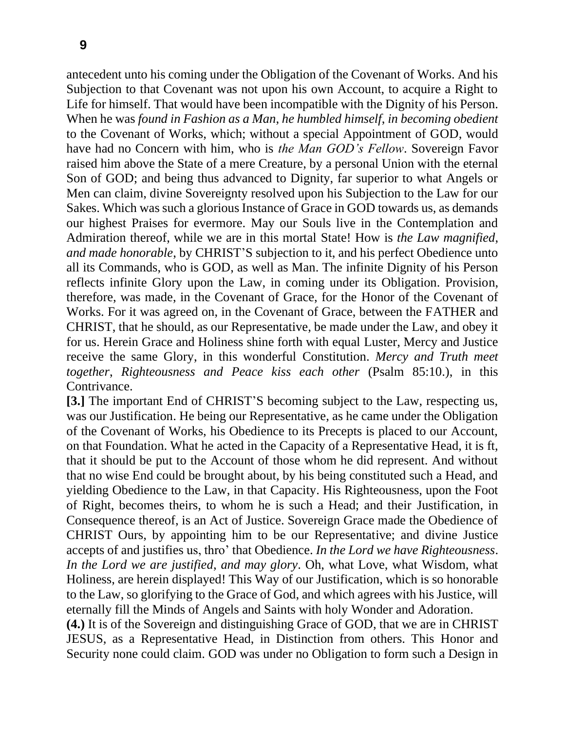antecedent unto his coming under the Obligation of the Covenant of Works. And his Subjection to that Covenant was not upon his own Account, to acquire a Right to Life for himself. That would have been incompatible with the Dignity of his Person. When he was *found in Fashion as a Man, he humbled himself, in becoming obedient* to the Covenant of Works, which; without a special Appointment of GOD, would have had no Concern with him, who is *the Man GOD's Fellow*. Sovereign Favor raised him above the State of a mere Creature, by a personal Union with the eternal Son of GOD; and being thus advanced to Dignity, far superior to what Angels or Men can claim, divine Sovereignty resolved upon his Subjection to the Law for our Sakes. Which was such a glorious Instance of Grace in GOD towards us, as demands our highest Praises for evermore. May our Souls live in the Contemplation and Admiration thereof, while we are in this mortal State! How is *the Law magnified, and made honorable*, by CHRIST'S subjection to it, and his perfect Obedience unto all its Commands, who is GOD, as well as Man. The infinite Dignity of his Person reflects infinite Glory upon the Law, in coming under its Obligation. Provision, therefore, was made, in the Covenant of Grace, for the Honor of the Covenant of Works. For it was agreed on, in the Covenant of Grace, between the FATHER and CHRIST, that he should, as our Representative, be made under the Law, and obey it for us. Herein Grace and Holiness shine forth with equal Luster, Mercy and Justice receive the same Glory, in this wonderful Constitution. *Mercy and Truth meet together, Righteousness and Peace kiss each other* (Psalm 85:10.), in this Contrivance.

**[3.]** The important End of CHRIST'S becoming subject to the Law, respecting us, was our Justification. He being our Representative, as he came under the Obligation of the Covenant of Works, his Obedience to its Precepts is placed to our Account, on that Foundation. What he acted in the Capacity of a Representative Head, it is ft, that it should be put to the Account of those whom he did represent. And without that no wise End could be brought about, by his being constituted such a Head, and yielding Obedience to the Law, in that Capacity. His Righteousness, upon the Foot of Right, becomes theirs, to whom he is such a Head; and their Justification, in Consequence thereof, is an Act of Justice. Sovereign Grace made the Obedience of CHRIST Ours, by appointing him to be our Representative; and divine Justice accepts of and justifies us, thro' that Obedience. *In the Lord we have Righteousness*. *In the Lord we are justified, and may glory*. Oh, what Love, what Wisdom, what Holiness, are herein displayed! This Way of our Justification, which is so honorable to the Law, so glorifying to the Grace of God, and which agrees with his Justice, will eternally fill the Minds of Angels and Saints with holy Wonder and Adoration.

**(4.)** It is of the Sovereign and distinguishing Grace of GOD, that we are in CHRIST JESUS, as a Representative Head, in Distinction from others. This Honor and Security none could claim. GOD was under no Obligation to form such a Design in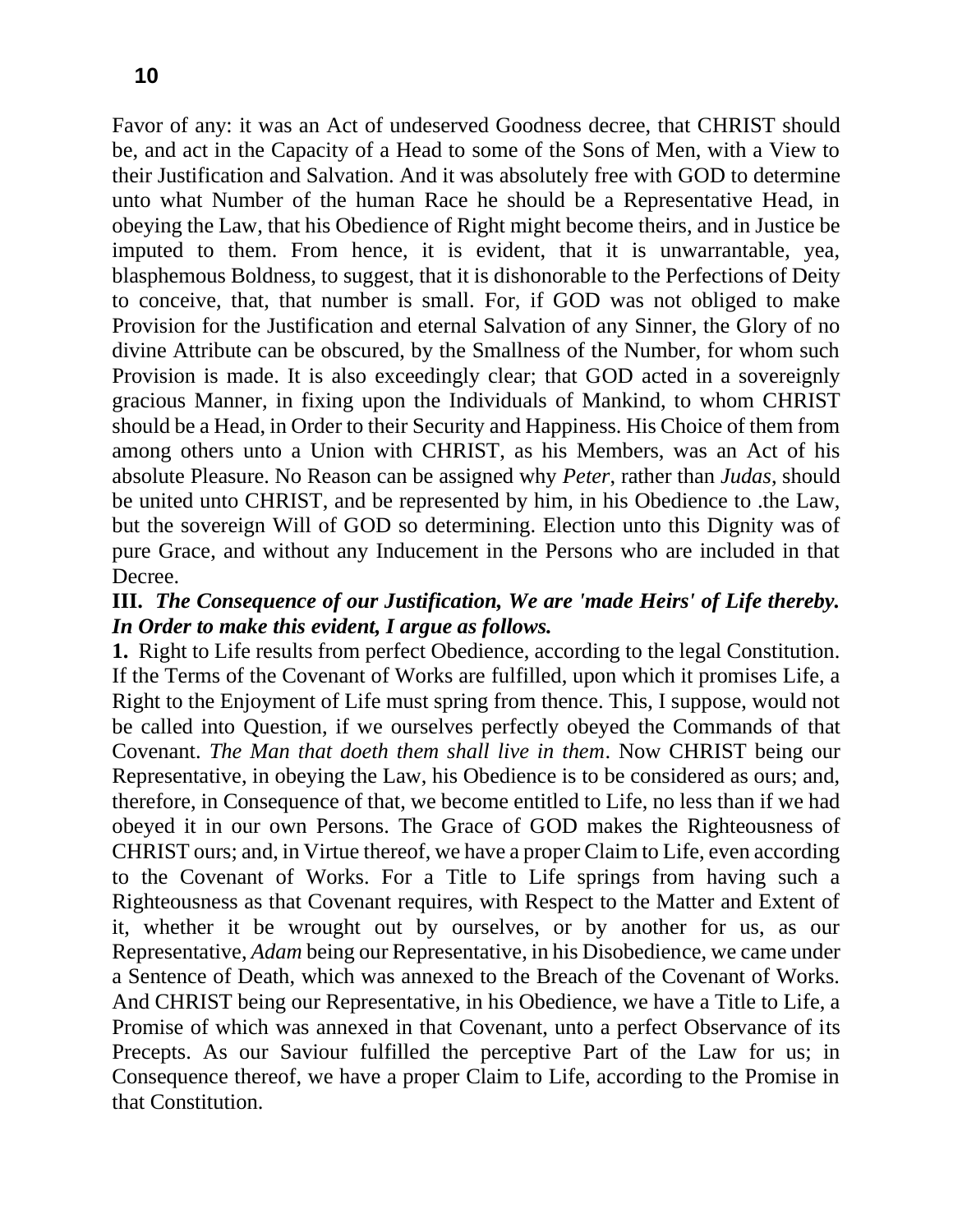Favor of any: it was an Act of undeserved Goodness decree, that CHRIST should be, and act in the Capacity of a Head to some of the Sons of Men, with a View to their Justification and Salvation. And it was absolutely free with GOD to determine unto what Number of the human Race he should be a Representative Head, in obeying the Law, that his Obedience of Right might become theirs, and in Justice be imputed to them. From hence, it is evident, that it is unwarrantable, yea, blasphemous Boldness, to suggest, that it is dishonorable to the Perfections of Deity to conceive, that, that number is small. For, if GOD was not obliged to make Provision for the Justification and eternal Salvation of any Sinner, the Glory of no divine Attribute can be obscured, by the Smallness of the Number, for whom such Provision is made. It is also exceedingly clear; that GOD acted in a sovereignly gracious Manner, in fixing upon the Individuals of Mankind, to whom CHRIST should be a Head, in Order to their Security and Happiness. His Choice of them from among others unto a Union with CHRIST, as his Members, was an Act of his absolute Pleasure. No Reason can be assigned why *Peter*, rather than *Judas*, should be united unto CHRIST, and be represented by him, in his Obedience to .the Law, but the sovereign Will of GOD so determining. Election unto this Dignity was of pure Grace, and without any Inducement in the Persons who are included in that Decree.

**III.** ***The Consequence of our Justification, We are 'made Heirs' of Life thereby. In Order to make this evident, I argue as follows.***

**1.** Right to Life results from perfect Obedience, according to the legal Constitution. If the Terms of the Covenant of Works are fulfilled, upon which it promises Life, a Right to the Enjoyment of Life must spring from thence. This, I suppose, would not be called into Question, if we ourselves perfectly obeyed the Commands of that Covenant. *The Man that doeth them shall live in them*. Now CHRIST being our Representative, in obeying the Law, his Obedience is to be considered as ours; and, therefore, in Consequence of that, we become entitled to Life, no less than if we had obeyed it in our own Persons. The Grace of GOD makes the Righteousness of CHRIST ours; and, in Virtue thereof, we have a proper Claim to Life, even according to the Covenant of Works. For a Title to Life springs from having such a Righteousness as that Covenant requires, with Respect to the Matter and Extent of it, whether it be wrought out by ourselves, or by another for us, as our Representative, *Adam* being our Representative, in his Disobedience, we came under a Sentence of Death, which was annexed to the Breach of the Covenant of Works. And CHRIST being our Representative, in his Obedience, we have a Title to Life, a Promise of which was annexed in that Covenant, unto a perfect Observance of its Precepts. As our Saviour fulfilled the perceptive Part of the Law for us; in Consequence thereof, we have a proper Claim to Life, according to the Promise in that Constitution.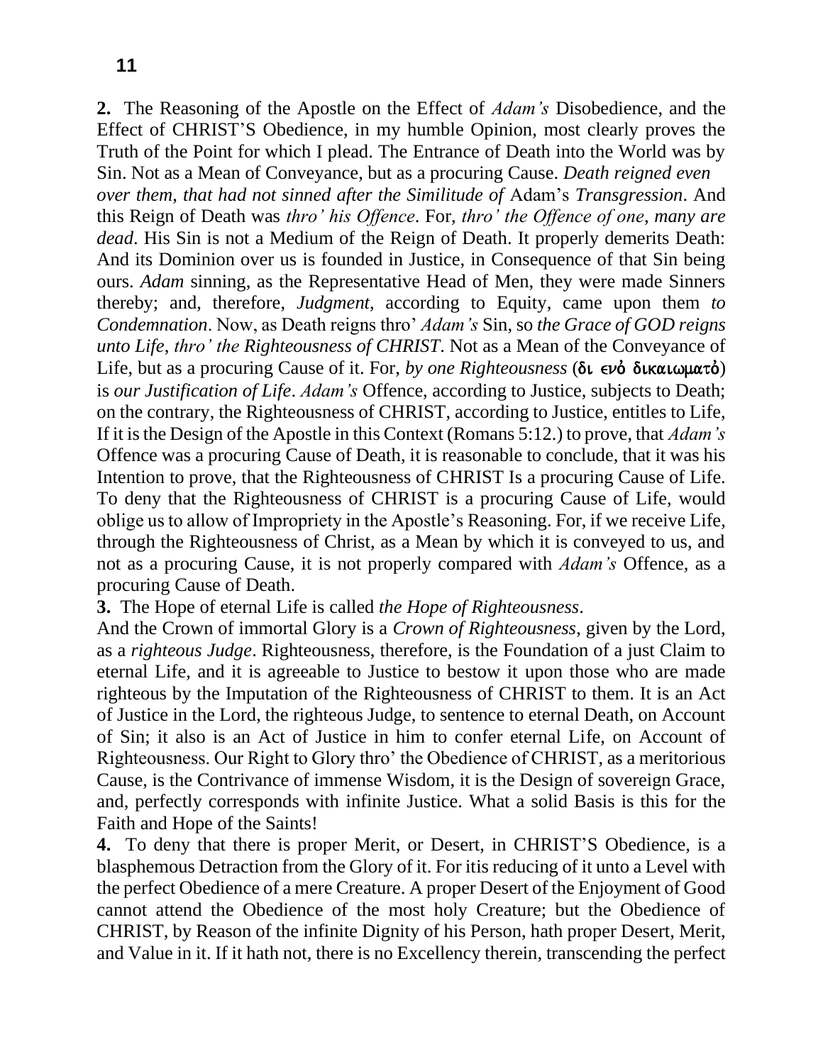**2.** The Reasoning of the Apostle on the Effect of *Adam's* Disobedience, and the Effect of CHRIST'S Obedience, in my humble Opinion, most clearly proves the Truth of the Point for which I plead. The Entrance of Death into the World was by Sin. Not as a Mean of Conveyance, but as a procuring Cause. *Death reigned even over them, that had not sinned after the Similitude of* Adam's *Transgression*. And this Reign of Death was *thro' his Offence*. For, *thro' the Offence of one*, *many are dead*. His Sin is not a Medium of the Reign of Death. It properly demerits Death: And its Dominion over us is founded in Justice, in Consequence of that Sin being ours. *Adam* sinning, as the Representative Head of Men, they were made Sinners thereby; and, therefore, *Judgment*, according to Equity, came upon them *to Condemnation*. Now, as Death reigns thro' *Adam's* Sin, so *the Grace of GOD reigns unto Life*, *thro' the Righteousness of CHRIST*. Not as a Mean of the Conveyance of Life, but as a procuring Cause of it. For, *by one Righteousness* (**δι ενὸ δικαιωματὸ**) is *our Justification of Life*. *Adam's* Offence, according to Justice, subjects to Death; on the contrary, the Righteousness of CHRIST, according to Justice, entitles to Life, If it is the Design of the Apostle in this Context (Romans 5:12.) to prove, that *Adam's* Offence was a procuring Cause of Death, it is reasonable to conclude, that it was his Intention to prove, that the Righteousness of CHRIST Is a procuring Cause of Life. To deny that the Righteousness of CHRIST is a procuring Cause of Life, would oblige us to allow of Impropriety in the Apostle's Reasoning. For, if we receive Life, through the Righteousness of Christ, as a Mean by which it is conveyed to us, and not as a procuring Cause, it is not properly compared with *Adam's* Offence, as a procuring Cause of Death.

**3.** The Hope of eternal Life is called *the Hope of Righteousness*.

And the Crown of immortal Glory is a *Crown of Righteousness*, given by the Lord, as a *righteous Judge*. Righteousness, therefore, is the Foundation of a just Claim to eternal Life, and it is agreeable to Justice to bestow it upon those who are made righteous by the Imputation of the Righteousness of CHRIST to them. It is an Act of Justice in the Lord, the righteous Judge, to sentence to eternal Death, on Account of Sin; it also is an Act of Justice in him to confer eternal Life, on Account of Righteousness. Our Right to Glory thro' the Obedience of CHRIST, as a meritorious Cause, is the Contrivance of immense Wisdom, it is the Design of sovereign Grace, and, perfectly corresponds with infinite Justice. What a solid Basis is this for the Faith and Hope of the Saints!

**4.** To deny that there is proper Merit, or Desert, in CHRIST'S Obedience, is a blasphemous Detraction from the Glory of it. For itis reducing of it unto a Level with the perfect Obedience of a mere Creature. A proper Desert of the Enjoyment of Good cannot attend the Obedience of the most holy Creature; but the Obedience of CHRIST, by Reason of the infinite Dignity of his Person, hath proper Desert, Merit, and Value in it. If it hath not, there is no Excellency therein, transcending the perfect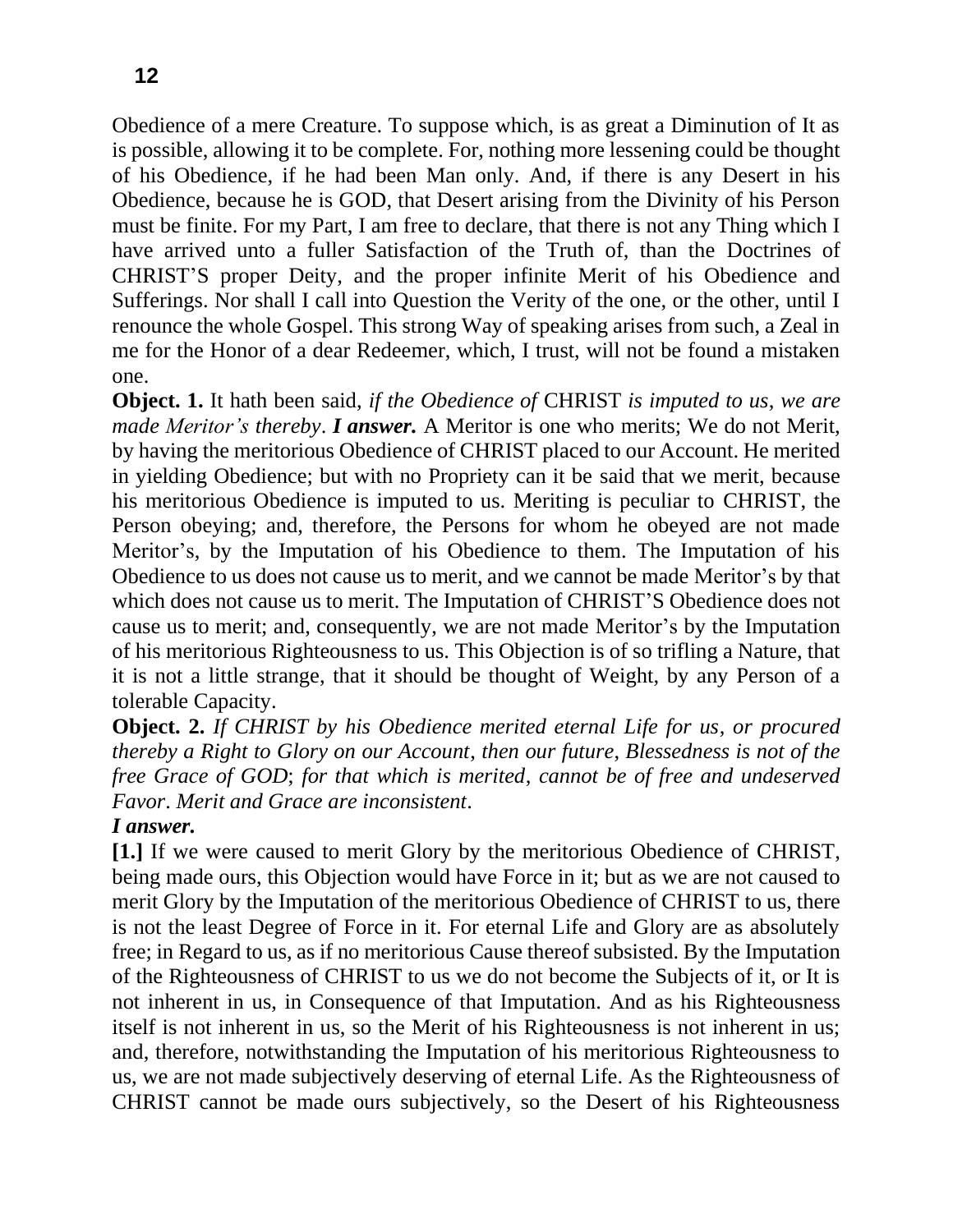Obedience of a mere Creature. To suppose which, is as great a Diminution of It as is possible, allowing it to be complete. For, nothing more lessening could be thought of his Obedience, if he had been Man only. And, if there is any Desert in his Obedience, because he is GOD, that Desert arising from the Divinity of his Person must be finite. For my Part, I am free to declare, that there is not any Thing which I have arrived unto a fuller Satisfaction of the Truth of, than the Doctrines of CHRIST'S proper Deity, and the proper infinite Merit of his Obedience and Sufferings. Nor shall I call into Question the Verity of the one, or the other, until I renounce the whole Gospel. This strong Way of speaking arises from such, a Zeal in me for the Honor of a dear Redeemer, which, I trust, will not be found a mistaken one.

**Object. 1.** It hath been said, *if the Obedience of* CHRIST *is imputed to us, we are made Meritor's thereby*. ***I answer.*** A Meritor is one who merits; We do not Merit, by having the meritorious Obedience of CHRIST placed to our Account. He merited in yielding Obedience; but with no Propriety can it be said that we merit, because his meritorious Obedience is imputed to us. Meriting is peculiar to CHRIST, the Person obeying; and, therefore, the Persons for whom he obeyed are not made Meritor's, by the Imputation of his Obedience to them. The Imputation of his Obedience to us does not cause us to merit, and we cannot be made Meritor's by that which does not cause us to merit. The Imputation of CHRIST'S Obedience does not cause us to merit; and, consequently, we are not made Meritor's by the Imputation of his meritorious Righteousness to us. This Objection is of so trifling a Nature, that it is not a little strange, that it should be thought of Weight, by any Person of a tolerable Capacity.

**Object. 2.** *If CHRIST by his Obedience merited eternal Life for us, or procured thereby a Right to Glory on our Account, then our future, Blessedness is not of the free Grace of GOD; for that which is merited, cannot be of free and undeserved Favor. Merit and Grace are inconsistent.*

***I answer.***

**[1.]** If we were caused to merit Glory by the meritorious Obedience of CHRIST, being made ours, this Objection would have Force in it; but as we are not caused to merit Glory by the Imputation of the meritorious Obedience of CHRIST to us, there is not the least Degree of Force in it. For eternal Life and Glory are as absolutely free; in Regard to us, as if no meritorious Cause thereof subsisted. By the Imputation of the Righteousness of CHRIST to us we do not become the Subjects of it, or It is not inherent in us, in Consequence of that Imputation. And as his Righteousness itself is not inherent in us, so the Merit of his Righteousness is not inherent in us; and, therefore, notwithstanding the Imputation of his meritorious Righteousness to us, we are not made subjectively deserving of eternal Life. As the Righteousness of CHRIST cannot be made ours subjectively, so the Desert of his Righteousness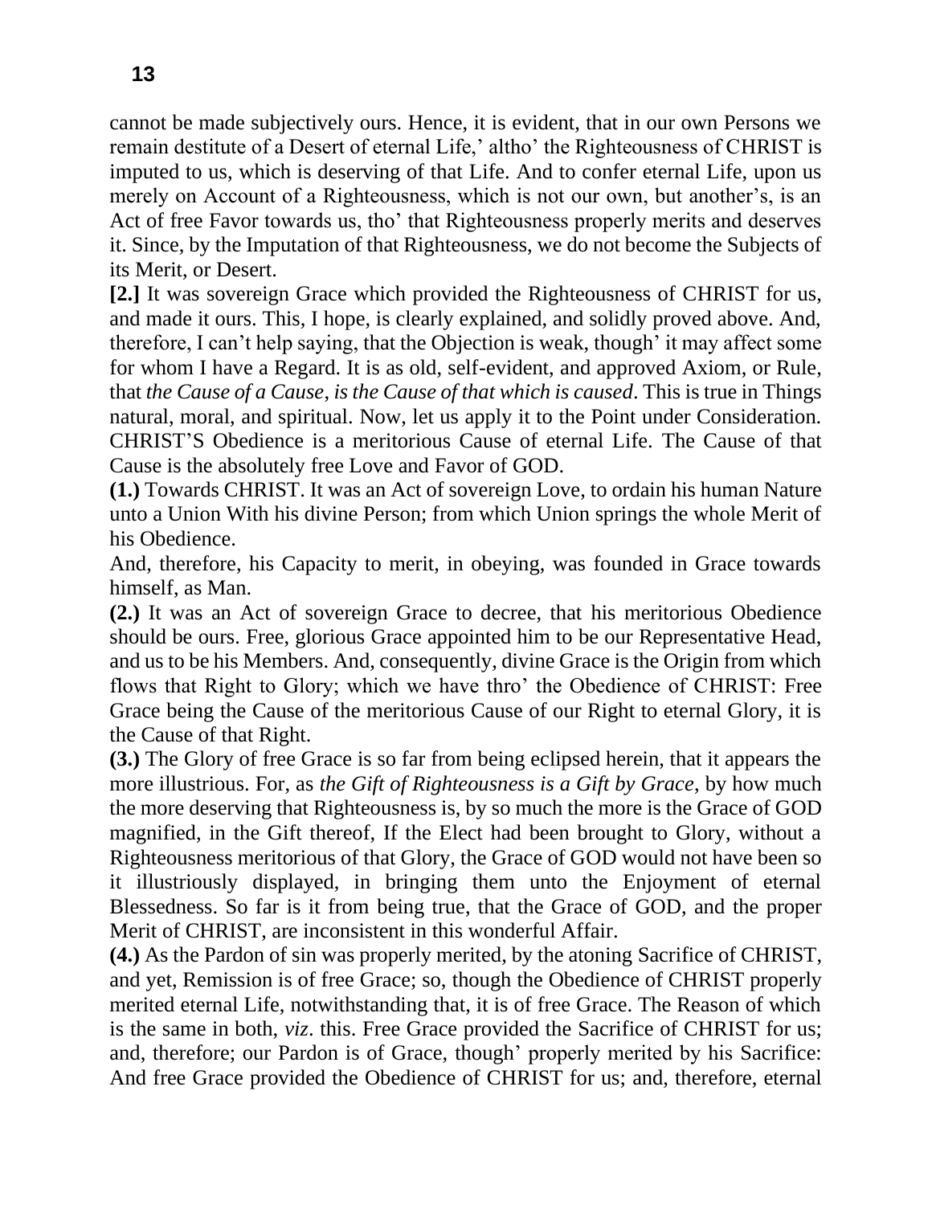cannot be made subjectively ours. Hence, it is evident, that in our own Persons we remain destitute of a Desert of eternal Life,' altho' the Righteousness of CHRIST is imputed to us, which is deserving of that Life. And to confer eternal Life, upon us merely on Account of a Righteousness, which is not our own, but another's, is an Act of free Favor towards us, tho' that Righteousness properly merits and deserves it. Since, by the Imputation of that Righteousness, we do not become the Subjects of its Merit, or Desert.

**[2.]** It was sovereign Grace which provided the Righteousness of CHRIST for us, and made it ours. This, I hope, is clearly explained, and solidly proved above. And, therefore, I can't help saying, that the Objection is weak, though' it may affect some for whom I have a Regard. It is as old, self-evident, and approved Axiom, or Rule, that *the Cause of a Cause, is the Cause of that which is caused*. This is true in Things natural, moral, and spiritual. Now, let us apply it to the Point under Consideration. CHRIST'S Obedience is a meritorious Cause of eternal Life. The Cause of that Cause is the absolutely free Love and Favor of GOD.

**(1.)** Towards CHRIST. It was an Act of sovereign Love, to ordain his human Nature unto a Union With his divine Person; from which Union springs the whole Merit of his Obedience.

And, therefore, his Capacity to merit, in obeying, was founded in Grace towards himself, as Man.

**(2.)** It was an Act of sovereign Grace to decree, that his meritorious Obedience should be ours. Free, glorious Grace appointed him to be our Representative Head, and us to be his Members. And, consequently, divine Grace is the Origin from which flows that Right to Glory; which we have thro' the Obedience of CHRIST: Free Grace being the Cause of the meritorious Cause of our Right to eternal Glory, it is the Cause of that Right.

**(3.)** The Glory of free Grace is so far from being eclipsed herein, that it appears the more illustrious. For, as *the Gift of Righteousness is a Gift by Grace*, by how much the more deserving that Righteousness is, by so much the more is the Grace of GOD magnified, in the Gift thereof, If the Elect had been brought to Glory, without a Righteousness meritorious of that Glory, the Grace of GOD would not have been so it illustriously displayed, in bringing them unto the Enjoyment of eternal Blessedness. So far is it from being true, that the Grace of GOD, and the proper Merit of CHRIST, are inconsistent in this wonderful Affair.

**(4.)** As the Pardon of sin was properly merited, by the atoning Sacrifice of CHRIST, and yet, Remission is of free Grace; so, though the Obedience of CHRIST properly merited eternal Life, notwithstanding that, it is of free Grace. The Reason of which is the same in both, *viz*. this. Free Grace provided the Sacrifice of CHRIST for us; and, therefore; our Pardon is of Grace, though' properly merited by his Sacrifice: And free Grace provided the Obedience of CHRIST for us; and, therefore, eternal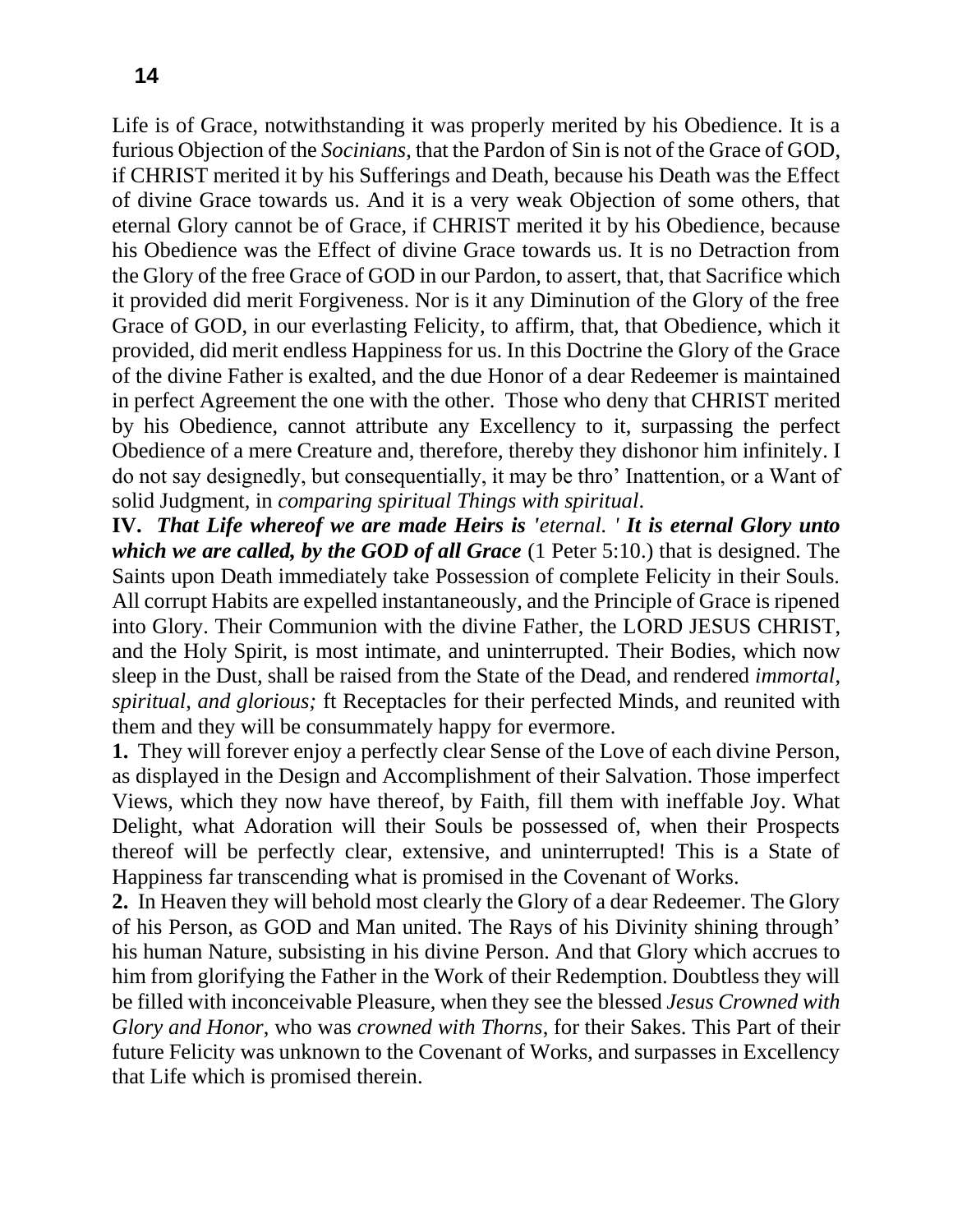Life is of Grace, notwithstanding it was properly merited by his Obedience. It is a furious Objection of the *Socinians*, that the Pardon of Sin is not of the Grace of GOD, if CHRIST merited it by his Sufferings and Death, because his Death was the Effect of divine Grace towards us. And it is a very weak Objection of some others, that eternal Glory cannot be of Grace, if CHRIST merited it by his Obedience, because his Obedience was the Effect of divine Grace towards us. It is no Detraction from the Glory of the free Grace of GOD in our Pardon, to assert, that, that Sacrifice which it provided did merit Forgiveness. Nor is it any Diminution of the Glory of the free Grace of GOD, in our everlasting Felicity, to affirm, that, that Obedience, which it provided, did merit endless Happiness for us. In this Doctrine the Glory of the Grace of the divine Father is exalted, and the due Honor of a dear Redeemer is maintained in perfect Agreement the one with the other. Those who deny that CHRIST merited by his Obedience, cannot attribute any Excellency to it, surpassing the perfect Obedience of a mere Creature and, therefore, thereby they dishonor him infinitely. I do not say designedly, but consequentially, it may be thro' Inattention, or a Want of solid Judgment, in *comparing spiritual Things with spiritual*.

**IV.** ***That Life whereof we are made Heirs is*** *'eternal. '* ***It is eternal Glory unto which we are called, by the GOD of all Grace*** (1 Peter 5:10.) that is designed. The Saints upon Death immediately take Possession of complete Felicity in their Souls. All corrupt Habits are expelled instantaneously, and the Principle of Grace is ripened into Glory. Their Communion with the divine Father, the LORD JESUS CHRIST, and the Holy Spirit, is most intimate, and uninterrupted. Their Bodies, which now sleep in the Dust, shall be raised from the State of the Dead, and rendered *immortal, spiritual, and glorious;* ft Receptacles for their perfected Minds, and reunited with them and they will be consummately happy for evermore.

**1.** They will forever enjoy a perfectly clear Sense of the Love of each divine Person, as displayed in the Design and Accomplishment of their Salvation. Those imperfect Views, which they now have thereof, by Faith, fill them with ineffable Joy. What Delight, what Adoration will their Souls be possessed of, when their Prospects thereof will be perfectly clear, extensive, and uninterrupted! This is a State of Happiness far transcending what is promised in the Covenant of Works.

**2.** In Heaven they will behold most clearly the Glory of a dear Redeemer. The Glory of his Person, as GOD and Man united. The Rays of his Divinity shining through' his human Nature, subsisting in his divine Person. And that Glory which accrues to him from glorifying the Father in the Work of their Redemption. Doubtless they will be filled with inconceivable Pleasure, when they see the blessed *Jesus Crowned with Glory and Honor*, who was *crowned with Thorns*, for their Sakes. This Part of their future Felicity was unknown to the Covenant of Works, and surpasses in Excellency that Life which is promised therein.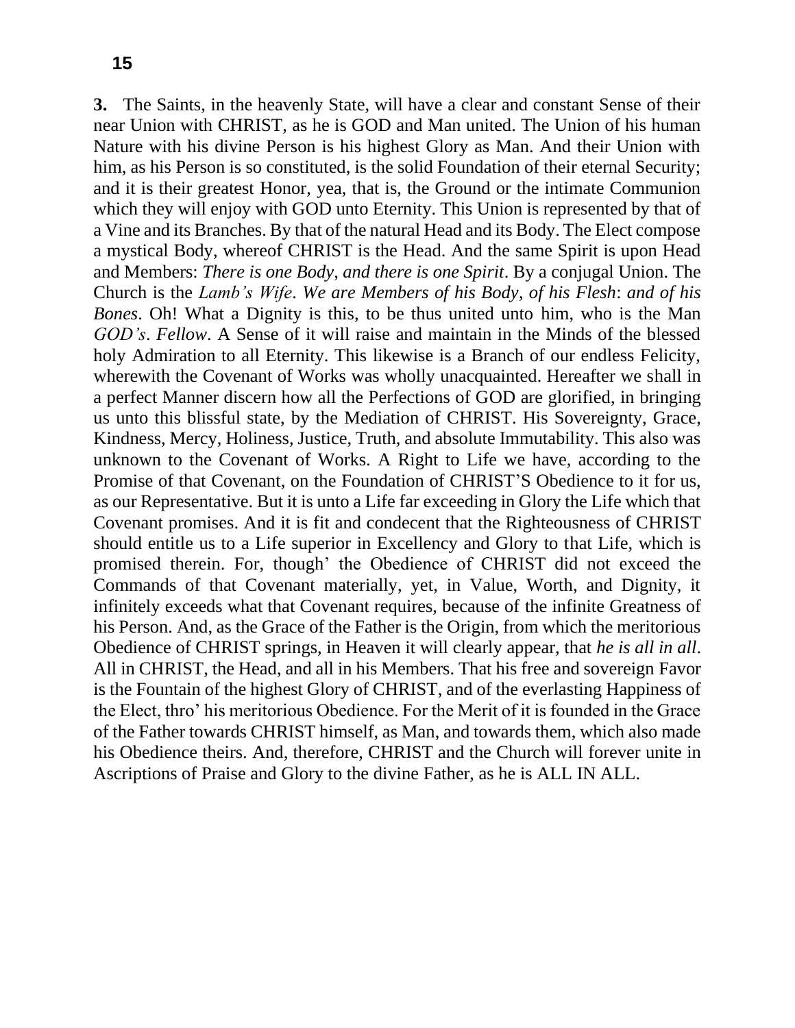**3.** The Saints, in the heavenly State, will have a clear and constant Sense of their near Union with CHRIST, as he is GOD and Man united. The Union of his human Nature with his divine Person is his highest Glory as Man. And their Union with him, as his Person is so constituted, is the solid Foundation of their eternal Security; and it is their greatest Honor, yea, that is, the Ground or the intimate Communion which they will enjoy with GOD unto Eternity. This Union is represented by that of a Vine and its Branches. By that of the natural Head and its Body. The Elect compose a mystical Body, whereof CHRIST is the Head. And the same Spirit is upon Head and Members: *There is one Body, and there is one Spirit*. By a conjugal Union. The Church is the *Lamb's Wife*. *We are Members of his Body, of his Flesh*: *and of his Bones*. Oh! What a Dignity is this, to be thus united unto him, who is the Man *GOD's*. *Fellow*. A Sense of it will raise and maintain in the Minds of the blessed holy Admiration to all Eternity. This likewise is a Branch of our endless Felicity, wherewith the Covenant of Works was wholly unacquainted. Hereafter we shall in a perfect Manner discern how all the Perfections of GOD are glorified, in bringing us unto this blissful state, by the Mediation of CHRIST. His Sovereignty, Grace, Kindness, Mercy, Holiness, Justice, Truth, and absolute Immutability. This also was unknown to the Covenant of Works. A Right to Life we have, according to the Promise of that Covenant, on the Foundation of CHRIST'S Obedience to it for us, as our Representative. But it is unto a Life far exceeding in Glory the Life which that Covenant promises. And it is fit and condecent that the Righteousness of CHRIST should entitle us to a Life superior in Excellency and Glory to that Life, which is promised therein. For, though' the Obedience of CHRIST did not exceed the Commands of that Covenant materially, yet, in Value, Worth, and Dignity, it infinitely exceeds what that Covenant requires, because of the infinite Greatness of his Person. And, as the Grace of the Father is the Origin, from which the meritorious Obedience of CHRIST springs, in Heaven it will clearly appear, that *he is all in all*. All in CHRIST, the Head, and all in his Members. That his free and sovereign Favor is the Fountain of the highest Glory of CHRIST, and of the everlasting Happiness of the Elect, thro' his meritorious Obedience. For the Merit of it is founded in the Grace of the Father towards CHRIST himself, as Man, and towards them, which also made his Obedience theirs. And, therefore, CHRIST and the Church will forever unite in Ascriptions of Praise and Glory to the divine Father, as he is ALL IN ALL.